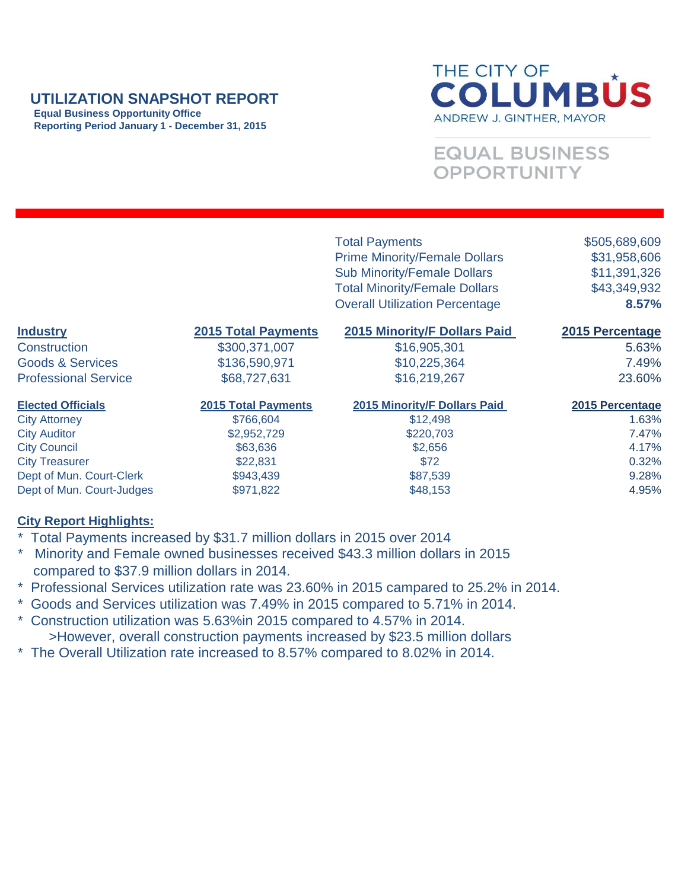# UTILIZATION SNAPSHOT REPORT

**Equal Business Opportunity Office**
**Reporting Period January 1 - December 31, 2015**

THE CITY OF COLUMBUS
ANDREW J. GINTHER, MAYOR

EQUAL BUSINESS OPPORTUNITY

| | |
|---|---|
| Total Payments | $505,689,609 |
| Prime Minority/Female Dollars | $31,958,606 |
| Sub Minority/Female Dollars | $11,391,326 |
| Total Minority/Female Dollars | $43,349,932 |
| Overall Utilization Percentage | **8.57%** |

| Industry | 2015 Total Payments | 2015 Minority/F Dollars Paid | 2015 Percentage |
|---|---|---|---|
| Construction | $300,371,007 | $16,905,301 | 5.63% |
| Goods & Services | $136,590,971 | $10,225,364 | 7.49% |
| Professional Service | $68,727,631 | $16,219,267 | 23.60% |

| Elected Officials | 2015 Total Payments | 2015 Minority/F Dollars Paid | 2015 Percentage |
|---|---|---|---|
| City Attorney | $766,604 | $12,498 | 1.63% |
| City Auditor | $2,952,729 | $220,703 | 7.47% |
| City Council | $63,636 | $2,656 | 4.17% |
| City Treasurer | $22,831 | $72 | 0.32% |
| Dept of Mun. Court-Clerk | $943,439 | $87,539 | 9.28% |
| Dept of Mun. Court-Judges | $971,822 | $48,153 | 4.95% |

**City Report Highlights:**

* Total Payments increased by $31.7 million dollars in 2015 over 2014
* Minority and Female owned businesses received $43.3 million dollars in 2015 compared to $37.9 million dollars in 2014.
* Professional Services utilization rate was 23.60% in 2015 campared to 25.2% in 2014.
* Goods and Services utilization was 7.49% in 2015 compared to 5.71% in 2014.
* Construction utilization was 5.63%in 2015 compared to 4.57% in 2014.
  >However, overall construction payments increased by $23.5 million dollars
* The Overall Utilization rate increased to 8.57% compared to 8.02% in 2014.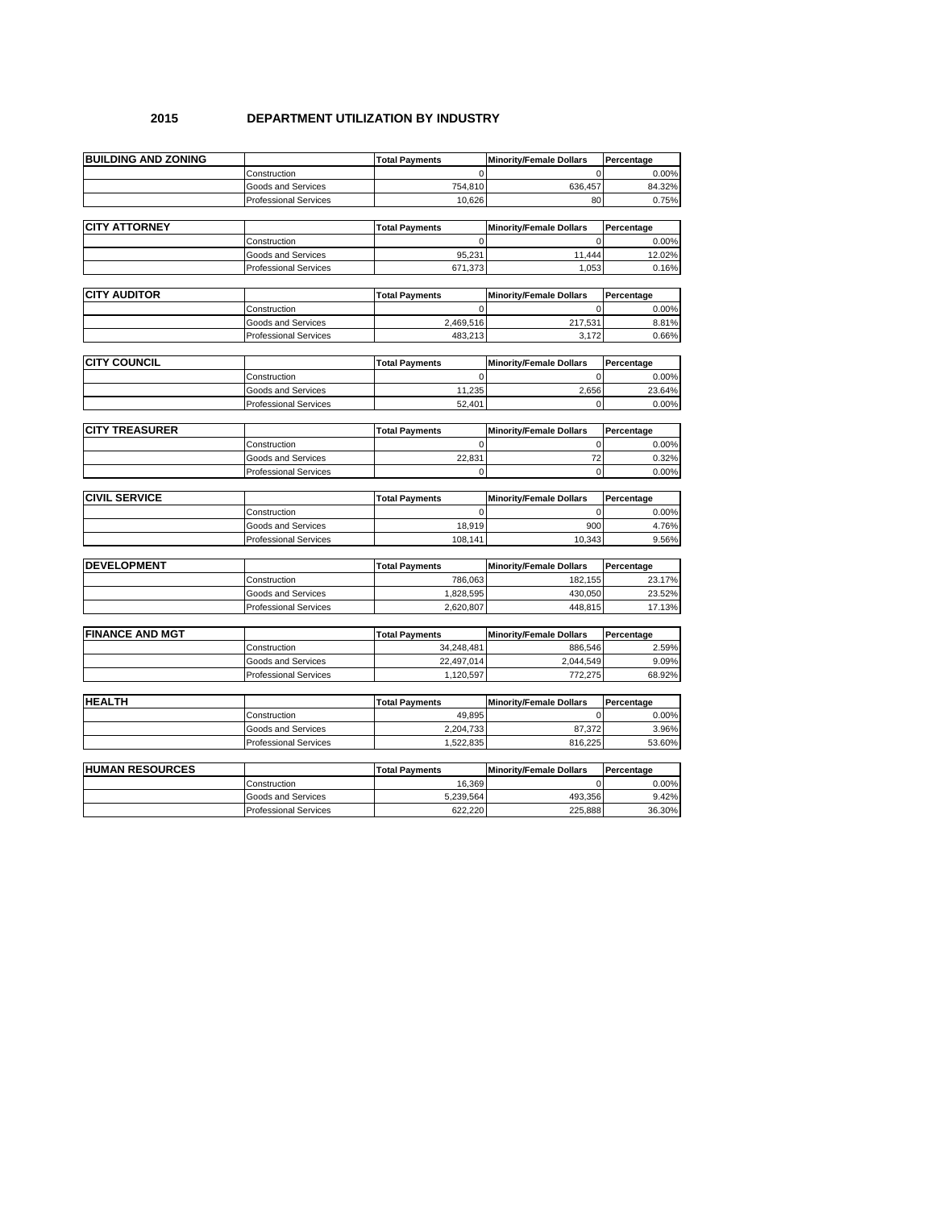# 2015 DEPARTMENT UTILIZATION BY INDUSTRY

| BUILDING AND ZONING | | Total Payments | Minority/Female Dollars | Percentage |
|---|---|---|---|---|
| | Construction | 0 | 0 | 0.00% |
| | Goods and Services | 754,810 | 636,457 | 84.32% |
| | Professional Services | 10,626 | 80 | 0.75% |

| CITY ATTORNEY | | Total Payments | Minority/Female Dollars | Percentage |
|---|---|---|---|---|
| | Construction | 0 | 0 | 0.00% |
| | Goods and Services | 95,231 | 11,444 | 12.02% |
| | Professional Services | 671,373 | 1,053 | 0.16% |

| CITY AUDITOR | | Total Payments | Minority/Female Dollars | Percentage |
|---|---|---|---|---|
| | Construction | 0 | 0 | 0.00% |
| | Goods and Services | 2,469,516 | 217,531 | 8.81% |
| | Professional Services | 483,213 | 3,172 | 0.66% |

| CITY COUNCIL | | Total Payments | Minority/Female Dollars | Percentage |
|---|---|---|---|---|
| | Construction | 0 | 0 | 0.00% |
| | Goods and Services | 11,235 | 2,656 | 23.64% |
| | Professional Services | 52,401 | 0 | 0.00% |

| CITY TREASURER | | Total Payments | Minority/Female Dollars | Percentage |
|---|---|---|---|---|
| | Construction | 0 | 0 | 0.00% |
| | Goods and Services | 22,831 | 72 | 0.32% |
| | Professional Services | 0 | 0 | 0.00% |

| CIVIL SERVICE | | Total Payments | Minority/Female Dollars | Percentage |
|---|---|---|---|---|
| | Construction | 0 | 0 | 0.00% |
| | Goods and Services | 18,919 | 900 | 4.76% |
| | Professional Services | 108,141 | 10,343 | 9.56% |

| DEVELOPMENT | | Total Payments | Minority/Female Dollars | Percentage |
|---|---|---|---|---|
| | Construction | 786,063 | 182,155 | 23.17% |
| | Goods and Services | 1,828,595 | 430,050 | 23.52% |
| | Professional Services | 2,620,807 | 448,815 | 17.13% |

| FINANCE AND MGT | | Total Payments | Minority/Female Dollars | Percentage |
|---|---|---|---|---|
| | Construction | 34,248,481 | 886,546 | 2.59% |
| | Goods and Services | 22,497,014 | 2,044,549 | 9.09% |
| | Professional Services | 1,120,597 | 772,275 | 68.92% |

| HEALTH | | Total Payments | Minority/Female Dollars | Percentage |
|---|---|---|---|---|
| | Construction | 49,895 | 0 | 0.00% |
| | Goods and Services | 2,204,733 | 87,372 | 3.96% |
| | Professional Services | 1,522,835 | 816,225 | 53.60% |

| HUMAN RESOURCES | | Total Payments | Minority/Female Dollars | Percentage |
|---|---|---|---|---|
| | Construction | 16,369 | 0 | 0.00% |
| | Goods and Services | 5,239,564 | 493,356 | 9.42% |
| | Professional Services | 622,220 | 225,888 | 36.30% |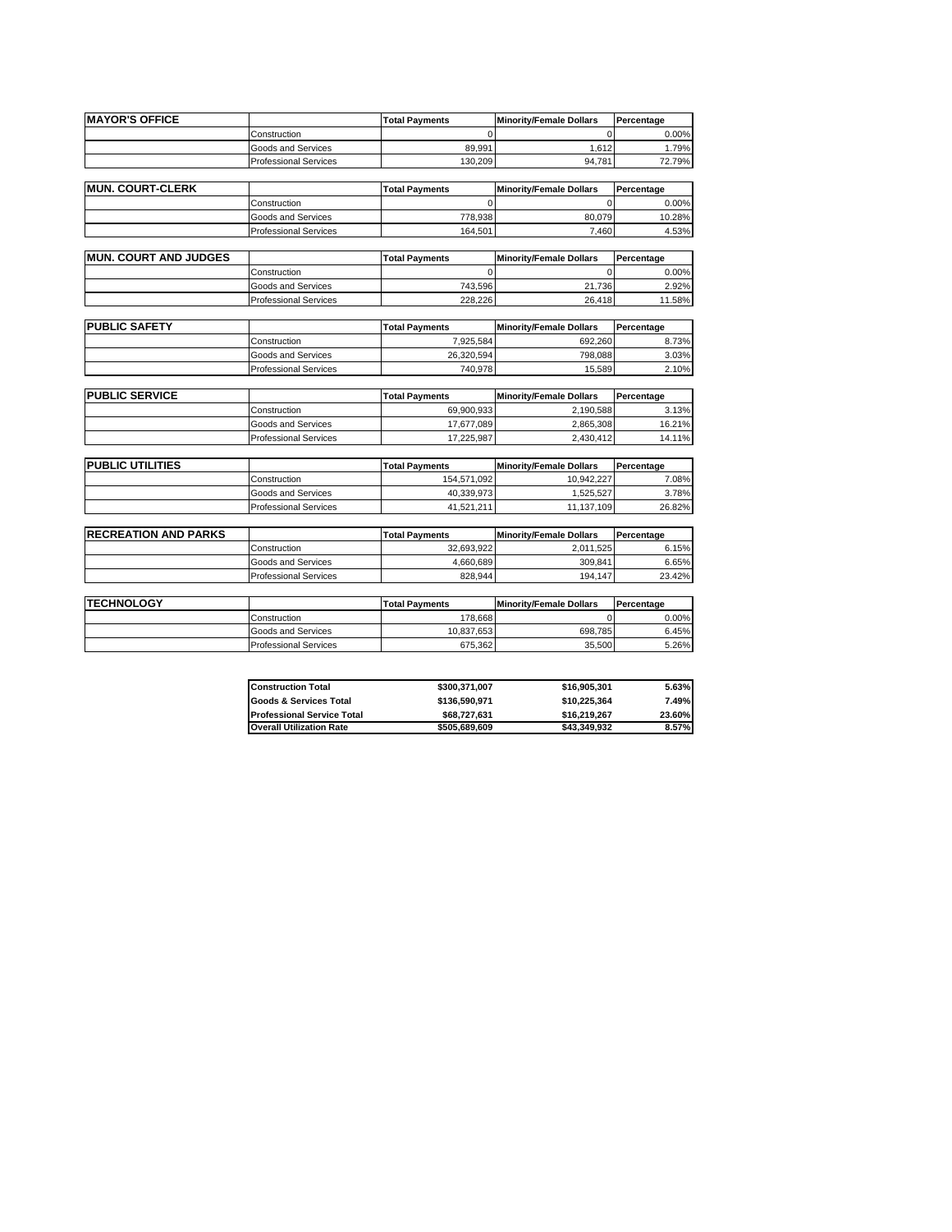| MAYOR'S OFFICE | | Total Payments | Minority/Female Dollars | Percentage |
|---|---|---|---|---|
| | Construction | 0 | 0 | 0.00% |
| | Goods and Services | 89,991 | 1,612 | 1.79% |
| | Professional Services | 130,209 | 94,781 | 72.79% |

| MUN. COURT-CLERK | | Total Payments | Minority/Female Dollars | Percentage |
|---|---|---|---|---|
| | Construction | 0 | 0 | 0.00% |
| | Goods and Services | 778,938 | 80,079 | 10.28% |
| | Professional Services | 164,501 | 7,460 | 4.53% |

| MUN. COURT AND JUDGES | | Total Payments | Minority/Female Dollars | Percentage |
|---|---|---|---|---|
| | Construction | 0 | 0 | 0.00% |
| | Goods and Services | 743,596 | 21,736 | 2.92% |
| | Professional Services | 228,226 | 26,418 | 11.58% |

| PUBLIC SAFETY | | Total Payments | Minority/Female Dollars | Percentage |
|---|---|---|---|---|
| | Construction | 7,925,584 | 692,260 | 8.73% |
| | Goods and Services | 26,320,594 | 798,088 | 3.03% |
| | Professional Services | 740,978 | 15,589 | 2.10% |

| PUBLIC SERVICE | | Total Payments | Minority/Female Dollars | Percentage |
|---|---|---|---|---|
| | Construction | 69,900,933 | 2,190,588 | 3.13% |
| | Goods and Services | 17,677,089 | 2,865,308 | 16.21% |
| | Professional Services | 17,225,987 | 2,430,412 | 14.11% |

| PUBLIC UTILITIES | | Total Payments | Minority/Female Dollars | Percentage |
|---|---|---|---|---|
| | Construction | 154,571,092 | 10,942,227 | 7.08% |
| | Goods and Services | 40,339,973 | 1,525,527 | 3.78% |
| | Professional Services | 41,521,211 | 11,137,109 | 26.82% |

| RECREATION AND PARKS | | Total Payments | Minority/Female Dollars | Percentage |
|---|---|---|---|---|
| | Construction | 32,693,922 | 2,011,525 | 6.15% |
| | Goods and Services | 4,660,689 | 309,841 | 6.65% |
| | Professional Services | 828,944 | 194,147 | 23.42% |

| TECHNOLOGY | | Total Payments | Minority/Female Dollars | Percentage |
|---|---|---|---|---|
| | Construction | 178,668 | 0 | 0.00% |
| | Goods and Services | 10,837,653 | 698,785 | 6.45% |
| | Professional Services | 675,362 | 35,500 | 5.26% |

| | | | |
|---|---|---|---|
| **Construction Total** | **$300,371,007** | **$16,905,301** | **5.63%** |
| **Goods & Services Total** | **$136,590,971** | **$10,225,364** | **7.49%** |
| **Professional Service Total** | **$68,727,631** | **$16,219,267** | **23.60%** |
| **Overall Utilization Rate** | **$505,689,609** | **$43,349,932** | **8.57%** |